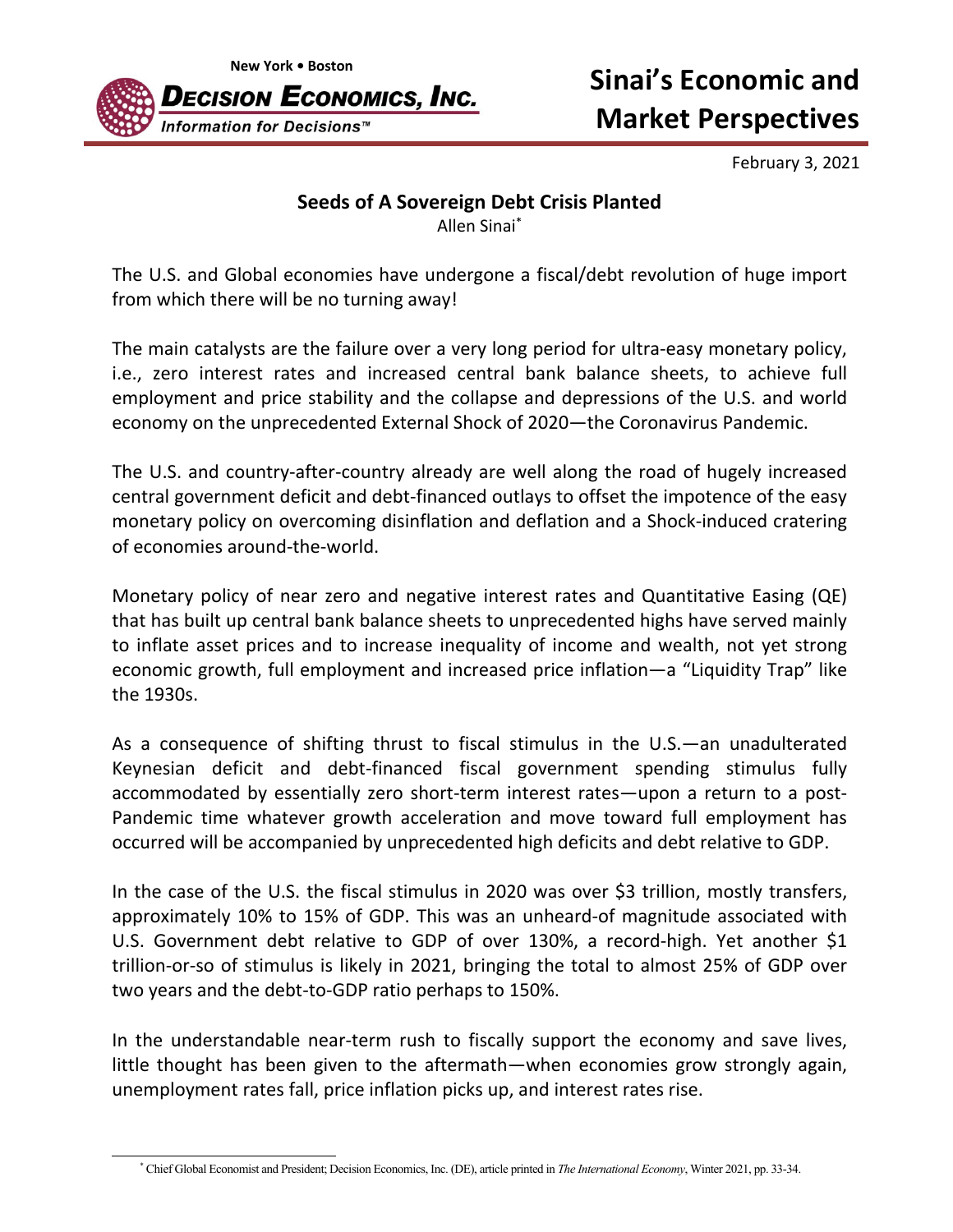New York • Boston

**DECISION ECONOMICS, INC.**

*Information for Decisions™*

# Sinai's Economic and Market Perspectives

February 3, 2021

## Seeds of A Sovereign Debt Crisis Planted

Allen Sinai[*]

The U.S. and Global economies have undergone a fiscal/debt revolution of huge import from which there will be no turning away!

The main catalysts are the failure over a very long period for ultra-easy monetary policy, i.e., zero interest rates and increased central bank balance sheets, to achieve full employment and price stability and the collapse and depressions of the U.S. and world economy on the unprecedented External Shock of 2020—the Coronavirus Pandemic.

The U.S. and country-after-country already are well along the road of hugely increased central government deficit and debt-financed outlays to offset the impotence of the easy monetary policy on overcoming disinflation and deflation and a Shock-induced cratering of economies around-the-world.

Monetary policy of near zero and negative interest rates and Quantitative Easing (QE) that has built up central bank balance sheets to unprecedented highs have served mainly to inflate asset prices and to increase inequality of income and wealth, not yet strong economic growth, full employment and increased price inflation—a "Liquidity Trap" like the 1930s.

As a consequence of shifting thrust to fiscal stimulus in the U.S.—an unadulterated Keynesian deficit and debt-financed fiscal government spending stimulus fully accommodated by essentially zero short-term interest rates—upon a return to a post-Pandemic time whatever growth acceleration and move toward full employment has occurred will be accompanied by unprecedented high deficits and debt relative to GDP.

In the case of the U.S. the fiscal stimulus in 2020 was over $3 trillion, mostly transfers, approximately 10% to 15% of GDP. This was an unheard-of magnitude associated with U.S. Government debt relative to GDP of over 130%, a record-high. Yet another $1 trillion-or-so of stimulus is likely in 2021, bringing the total to almost 25% of GDP over two years and the debt-to-GDP ratio perhaps to 150%.

In the understandable near-term rush to fiscally support the economy and save lives, little thought has been given to the aftermath—when economies grow strongly again, unemployment rates fall, price inflation picks up, and interest rates rise.

[*] Chief Global Economist and President; Decision Economics, Inc. (DE), article printed in *The International Economy*, Winter 2021, pp. 33-34.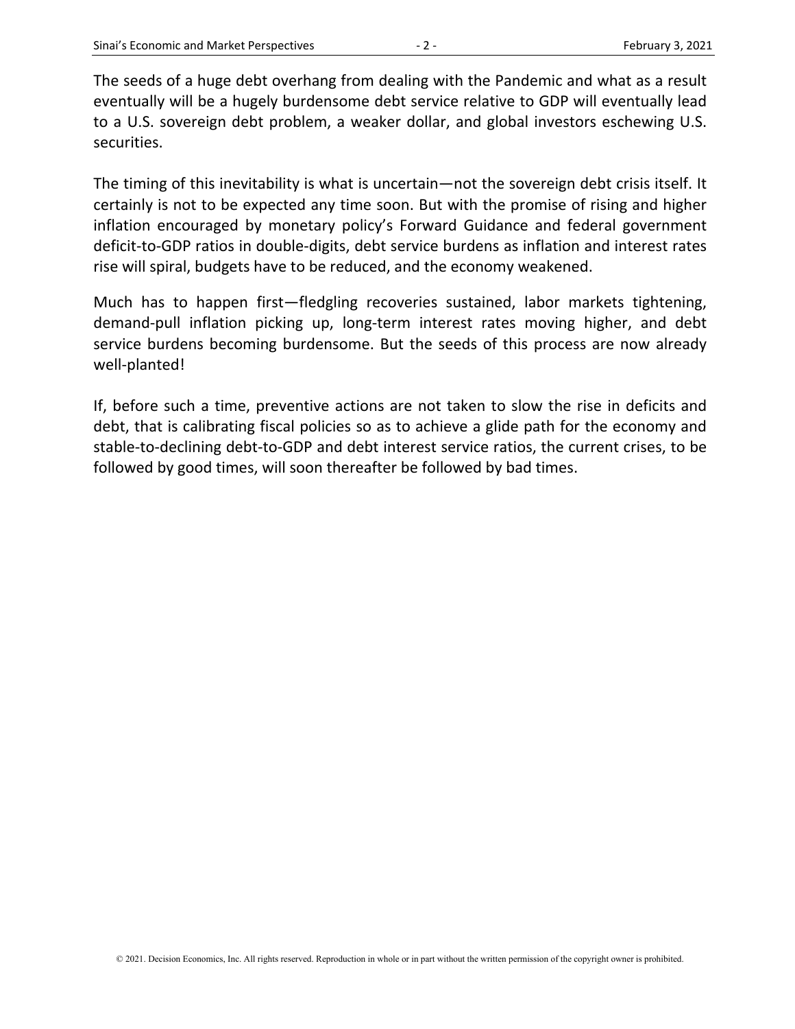The seeds of a huge debt overhang from dealing with the Pandemic and what as a result eventually will be a hugely burdensome debt service relative to GDP will eventually lead to a U.S. sovereign debt problem, a weaker dollar, and global investors eschewing U.S. securities.

The timing of this inevitability is what is uncertain—not the sovereign debt crisis itself. It certainly is not to be expected any time soon. But with the promise of rising and higher inflation encouraged by monetary policy's Forward Guidance and federal government deficit-to-GDP ratios in double-digits, debt service burdens as inflation and interest rates rise will spiral, budgets have to be reduced, and the economy weakened.

Much has to happen first—fledgling recoveries sustained, labor markets tightening, demand-pull inflation picking up, long-term interest rates moving higher, and debt service burdens becoming burdensome. But the seeds of this process are now already well-planted!

If, before such a time, preventive actions are not taken to slow the rise in deficits and debt, that is calibrating fiscal policies so as to achieve a glide path for the economy and stable-to-declining debt-to-GDP and debt interest service ratios, the current crises, to be followed by good times, will soon thereafter be followed by bad times.

© 2021. Decision Economics, Inc. All rights reserved. Reproduction in whole or in part without the written permission of the copyright owner is prohibited.